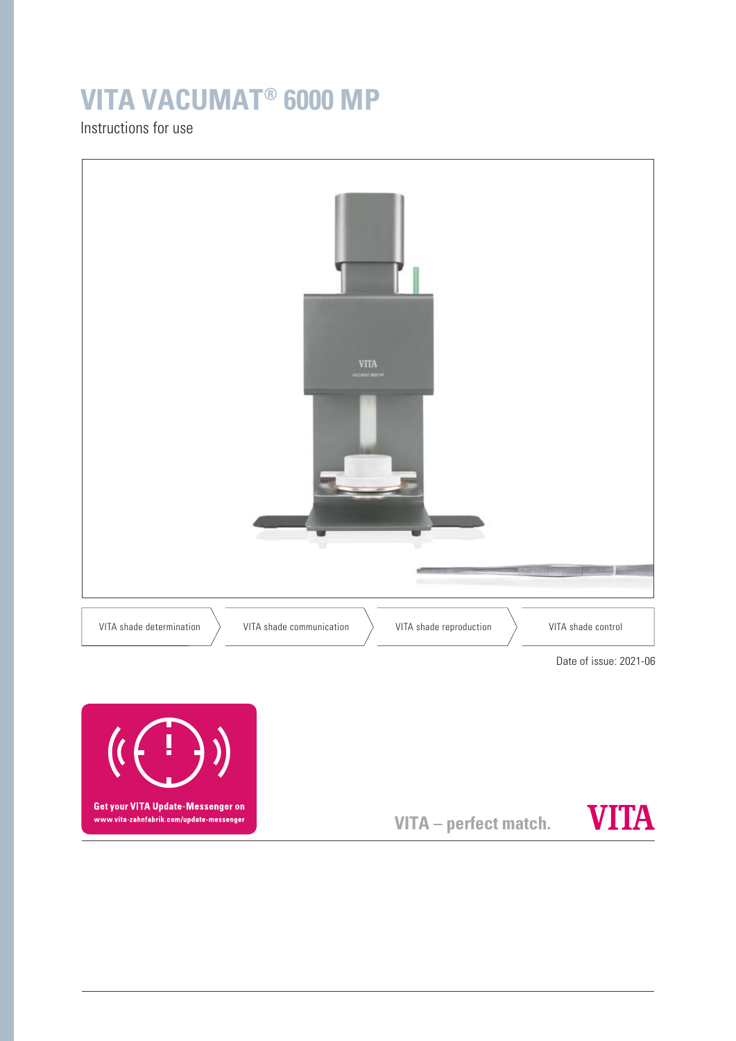# VITA VACUMAT® 6000 MP

Instructions for use

VITA shade determination | VITA shade communication | VITA shade reproduction | VITA shade control

Date of issue: 2021-06

**Get your VITA Update-Messenger on**
**www.vita-zahnfabrik.com/update-messenger**

**VITA – perfect match.**

**VITA**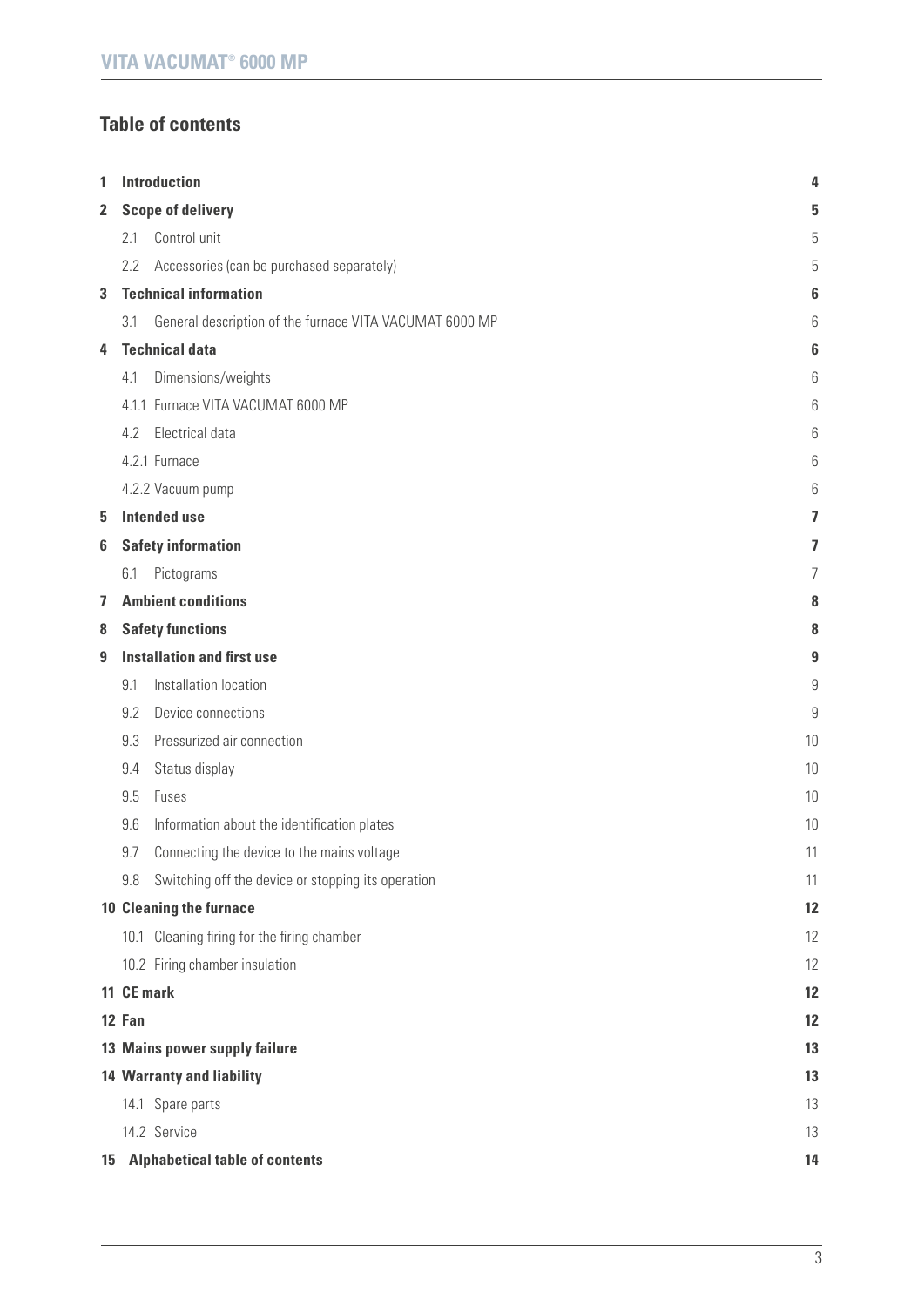## Table of contents

| | | |
|---|---|---|
| **1** | **Introduction** | **4** |
| **2** | **Scope of delivery** | **5** |
| | 2.1 Control unit | 5 |
| | 2.2 Accessories (can be purchased separately) | 5 |
| **3** | **Technical information** | **6** |
| | 3.1 General description of the furnace VITA VACUMAT 6000 MP | 6 |
| **4** | **Technical data** | **6** |
| | 4.1 Dimensions/weights | 6 |
| | 4.1.1 Furnace VITA VACUMAT 6000 MP | 6 |
| | 4.2 Electrical data | 6 |
| | 4.2.1 Furnace | 6 |
| | 4.2.2 Vacuum pump | 6 |
| **5** | **Intended use** | **7** |
| **6** | **Safety information** | **7** |
| | 6.1 Pictograms | 7 |
| **7** | **Ambient conditions** | **8** |
| **8** | **Safety functions** | **8** |
| **9** | **Installation and first use** | **9** |
| | 9.1 Installation location | 9 |
| | 9.2 Device connections | 9 |
| | 9.3 Pressurized air connection | 10 |
| | 9.4 Status display | 10 |
| | 9.5 Fuses | 10 |
| | 9.6 Information about the identification plates | 10 |
| | 9.7 Connecting the device to the mains voltage | 11 |
| | 9.8 Switching off the device or stopping its operation | 11 |
| **10** | **Cleaning the furnace** | **12** |
| | 10.1 Cleaning firing for the firing chamber | 12 |
| | 10.2 Firing chamber insulation | 12 |
| **11** | **CE mark** | **12** |
| **12** | **Fan** | **12** |
| **13** | **Mains power supply failure** | **13** |
| **14** | **Warranty and liability** | **13** |
| | 14.1 Spare parts | 13 |
| | 14.2 Service | 13 |
| **15** | **Alphabetical table of contents** | **14** |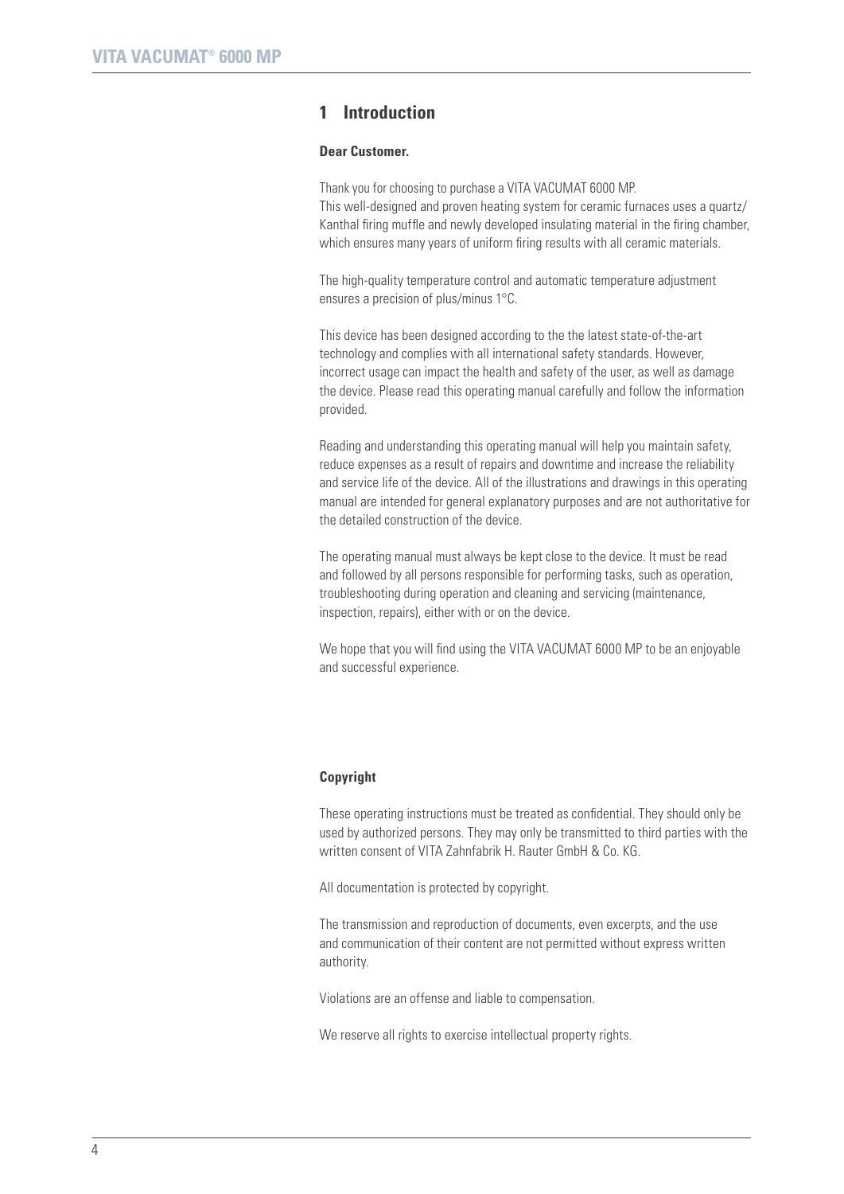# 1 Introduction

**Dear Customer.**

Thank you for choosing to purchase a VITA VACUMAT 6000 MP.
This well-designed and proven heating system for ceramic furnaces uses a quartz/ Kanthal firing muffle and newly developed insulating material in the firing chamber, which ensures many years of uniform firing results with all ceramic materials.

The high-quality temperature control and automatic temperature adjustment ensures a precision of plus/minus 1°C.

This device has been designed according to the the latest state-of-the-art technology and complies with all international safety standards. However, incorrect usage can impact the health and safety of the user, as well as damage the device. Please read this operating manual carefully and follow the information provided.

Reading and understanding this operating manual will help you maintain safety, reduce expenses as a result of repairs and downtime and increase the reliability and service life of the device. All of the illustrations and drawings in this operating manual are intended for general explanatory purposes and are not authoritative for the detailed construction of the device.

The operating manual must always be kept close to the device. It must be read and followed by all persons responsible for performing tasks, such as operation, troubleshooting during operation and cleaning and servicing (maintenance, inspection, repairs), either with or on the device.

We hope that you will find using the VITA VACUMAT 6000 MP to be an enjoyable and successful experience.

**Copyright**

These operating instructions must be treated as confidential. They should only be used by authorized persons. They may only be transmitted to third parties with the written consent of VITA Zahnfabrik H. Rauter GmbH & Co. KG.

All documentation is protected by copyright.

The transmission and reproduction of documents, even excerpts, and the use and communication of their content are not permitted without express written authority.

Violations are an offense and liable to compensation.

We reserve all rights to exercise intellectual property rights.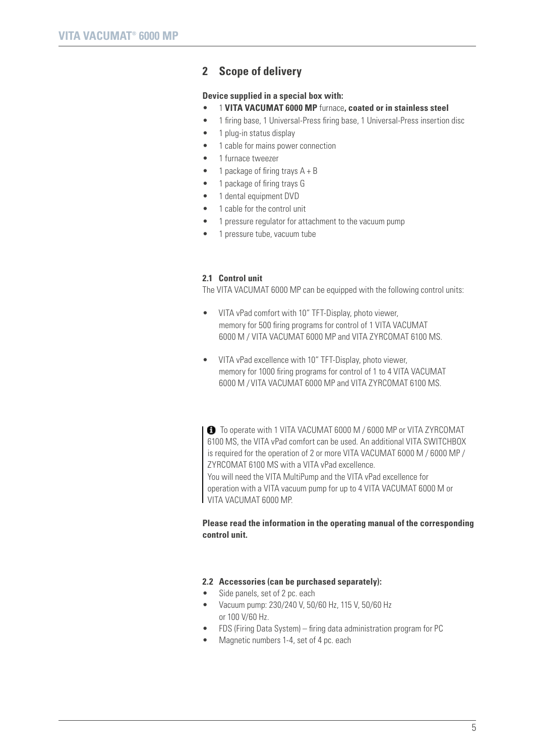## 2 Scope of delivery

**Device supplied in a special box with:**

- 1 **VITA VACUMAT 6000 MP** furnace**, coated or in stainless steel**
- 1 firing base, 1 Universal-Press firing base, 1 Universal-Press insertion disc
- 1 plug-in status display
- 1 cable for mains power connection
- 1 furnace tweezer
- 1 package of firing trays A + B
- 1 package of firing trays G
- 1 dental equipment DVD
- 1 cable for the control unit
- 1 pressure regulator for attachment to the vacuum pump
- 1 pressure tube, vacuum tube

### 2.1 Control unit

The VITA VACUMAT 6000 MP can be equipped with the following control units:

- VITA vPad comfort with 10" TFT-Display, photo viewer, memory for 500 firing programs for control of 1 VITA VACUMAT 6000 M / VITA VACUMAT 6000 MP and VITA ZYRCOMAT 6100 MS.
- VITA vPad excellence with 10" TFT-Display, photo viewer, memory for 1000 firing programs for control of 1 to 4 VITA VACUMAT 6000 M / VITA VACUMAT 6000 MP and VITA ZYRCOMAT 6100 MS.

> ℹ To operate with 1 VITA VACUMAT 6000 M / 6000 MP or VITA ZYRCOMAT 6100 MS, the VITA vPad comfort can be used. An additional VITA SWITCHBOX is required for the operation of 2 or more VITA VACUMAT 6000 M / 6000 MP / ZYRCOMAT 6100 MS with a VITA vPad excellence.
> You will need the VITA MultiPump and the VITA vPad excellence for operation with a VITA vacuum pump for up to 4 VITA VACUMAT 6000 M or VITA VACUMAT 6000 MP.

**Please read the information in the operating manual of the corresponding control unit.**

### 2.2 Accessories (can be purchased separately):

- Side panels, set of 2 pc. each
- Vacuum pump: 230/240 V, 50/60 Hz, 115 V, 50/60 Hz or 100 V/60 Hz.
- FDS (Firing Data System) – firing data administration program for PC
- Magnetic numbers 1-4, set of 4 pc. each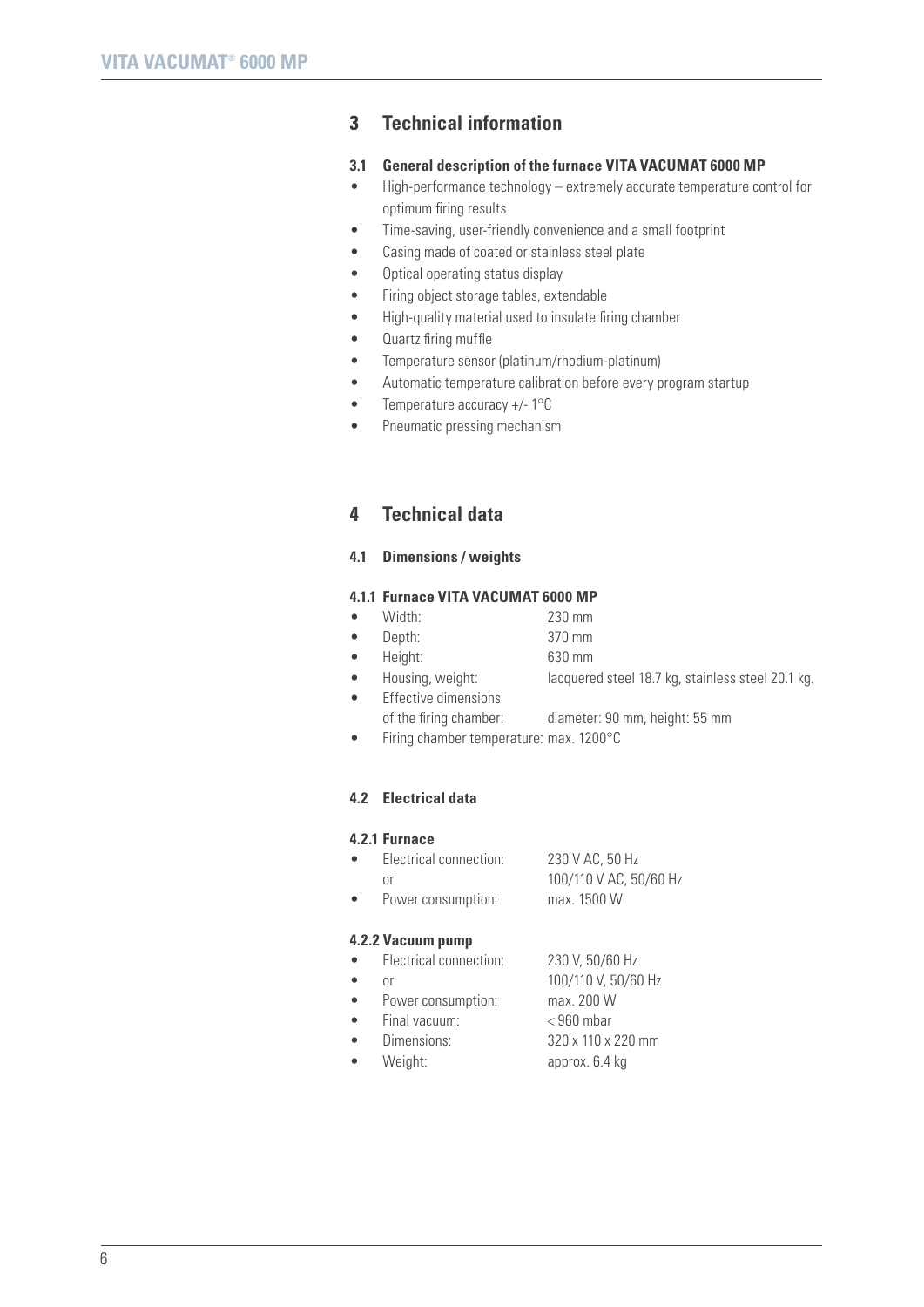# 3 Technical information

## 3.1 General description of the furnace VITA VACUMAT 6000 MP

- High-performance technology – extremely accurate temperature control for optimum firing results
- Time-saving, user-friendly convenience and a small footprint
- Casing made of coated or stainless steel plate
- Optical operating status display
- Firing object storage tables, extendable
- High-quality material used to insulate firing chamber
- Quartz firing muffle
- Temperature sensor (platinum/rhodium-platinum)
- Automatic temperature calibration before every program startup
- Temperature accuracy +/- 1°C
- Pneumatic pressing mechanism

# 4 Technical data

## 4.1 Dimensions / weights

### 4.1.1 Furnace VITA VACUMAT 6000 MP

- Width: 230 mm
- Depth: 370 mm
- Height: 630 mm
- Housing, weight: lacquered steel 18.7 kg, stainless steel 20.1 kg.
- Effective dimensions of the firing chamber: diameter: 90 mm, height: 55 mm
- Firing chamber temperature: max. 1200°C

## 4.2 Electrical data

### 4.2.1 Furnace

- Electrical connection: 230 V AC, 50 Hz
  or 100/110 V AC, 50/60 Hz
- Power consumption: max. 1500 W

### 4.2.2 Vacuum pump

- Electrical connection: 230 V, 50/60 Hz
- or 100/110 V, 50/60 Hz
- Power consumption: max. 200 W
- Final vacuum: < 960 mbar
- Dimensions: 320 x 110 x 220 mm
- Weight: approx. 6.4 kg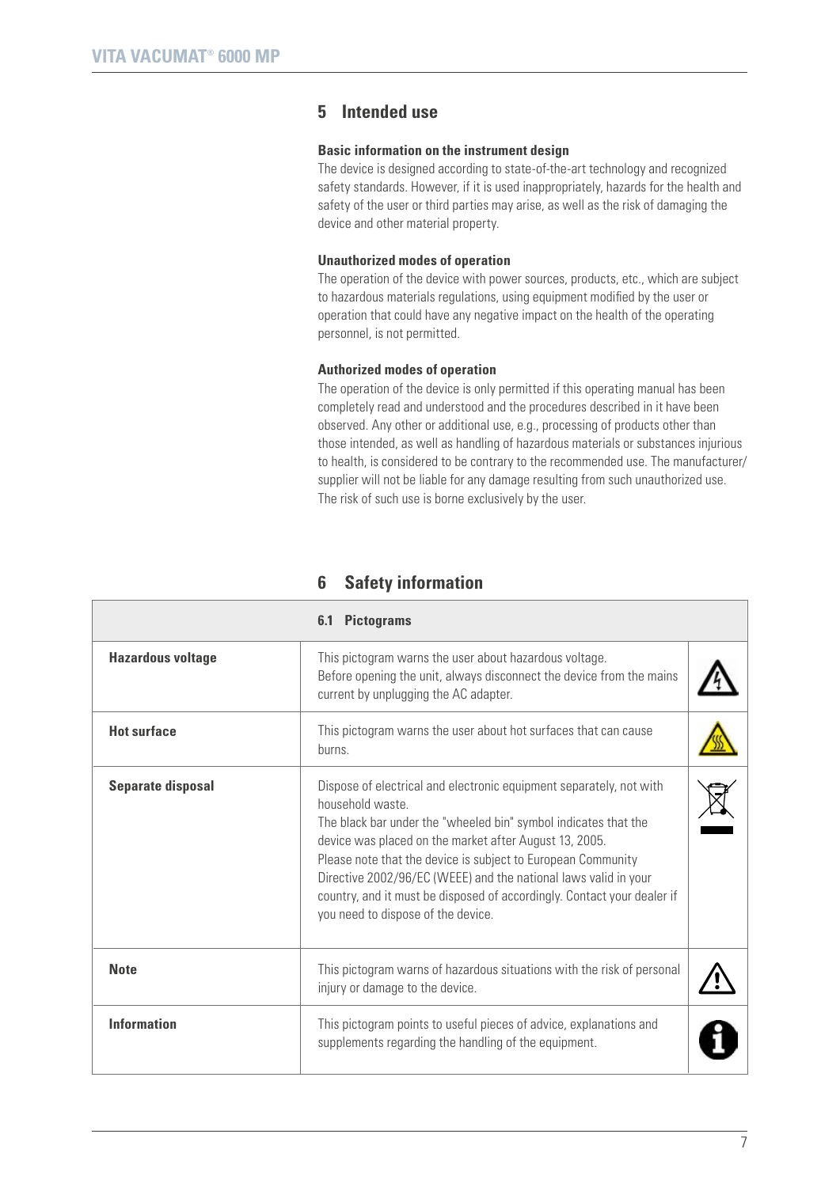## 5 Intended use

**Basic information on the instrument design**

The device is designed according to state-of-the-art technology and recognized safety standards. However, if it is used inappropriately, hazards for the health and safety of the user or third parties may arise, as well as the risk of damaging the device and other material property.

**Unauthorized modes of operation**

The operation of the device with power sources, products, etc., which are subject to hazardous materials regulations, using equipment modified by the user or operation that could have any negative impact on the health of the operating personnel, is not permitted.

**Authorized modes of operation**

The operation of the device is only permitted if this operating manual has been completely read and understood and the procedures described in it have been observed. Any other or additional use, e.g., processing of products other than those intended, as well as handling of hazardous materials or substances injurious to health, is considered to be contrary to the recommended use. The manufacturer/supplier will not be liable for any damage resulting from such unauthorized use. The risk of such use is borne exclusively by the user.

## 6 Safety information

| | 6.1 Pictograms | |
|---|---|---|
| **Hazardous voltage** | This pictogram warns the user about hazardous voltage.<br>Before opening the unit, always disconnect the device from the mains current by unplugging the AC adapter. | |
| **Hot surface** | This pictogram warns the user about hot surfaces that can cause burns. | |
| **Separate disposal** | Dispose of electrical and electronic equipment separately, not with household waste.<br>The black bar under the "wheeled bin" symbol indicates that the device was placed on the market after August 13, 2005.<br>Please note that the device is subject to European Community Directive 2002/96/EC (WEEE) and the national laws valid in your country, and it must be disposed of accordingly. Contact your dealer if you need to dispose of the device. | |
| **Note** | This pictogram warns of hazardous situations with the risk of personal injury or damage to the device. | |
| **Information** | This pictogram points to useful pieces of advice, explanations and supplements regarding the handling of the equipment. | |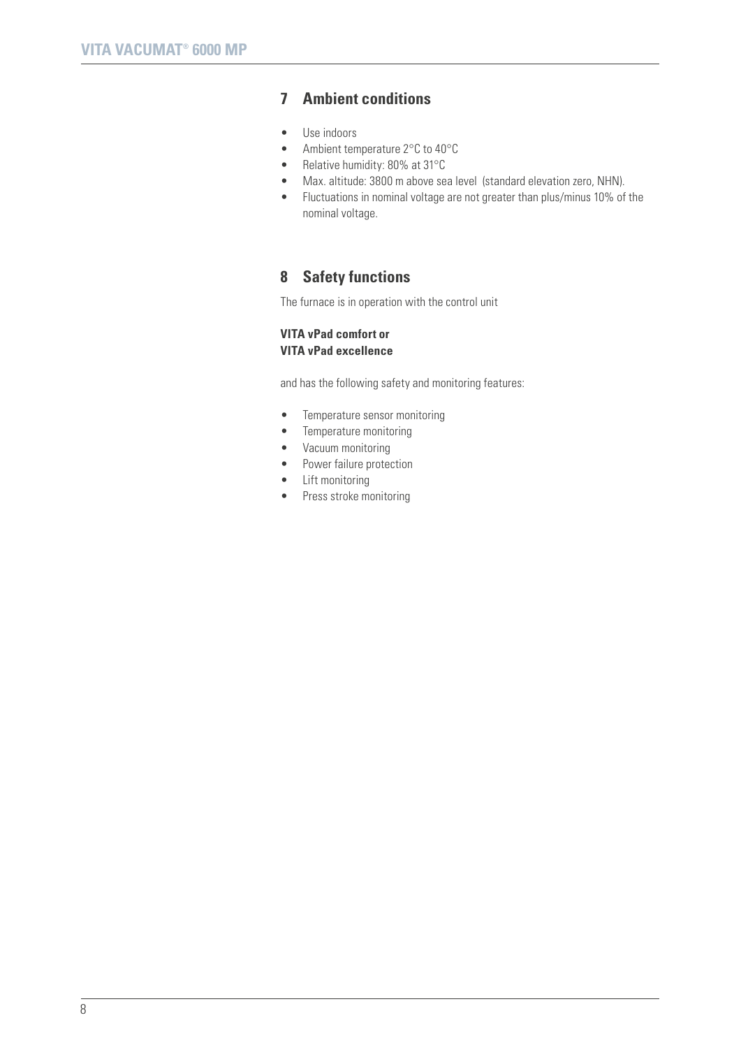## 7 Ambient conditions

- Use indoors
- Ambient temperature 2°C to 40°C
- Relative humidity: 80% at 31°C
- Max. altitude: 3800 m above sea level (standard elevation zero, NHN).
- Fluctuations in nominal voltage are not greater than plus/minus 10% of the nominal voltage.

## 8 Safety functions

The furnace is in operation with the control unit

**VITA vPad comfort or**
**VITA vPad excellence**

and has the following safety and monitoring features:

- Temperature sensor monitoring
- Temperature monitoring
- Vacuum monitoring
- Power failure protection
- Lift monitoring
- Press stroke monitoring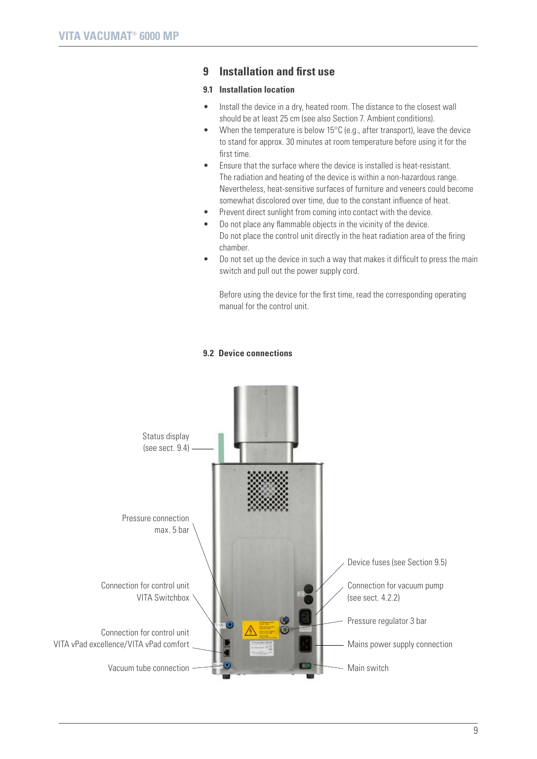# 9 Installation and first use

## 9.1 Installation location

- Install the device in a dry, heated room. The distance to the closest wall should be at least 25 cm (see also Section 7. Ambient conditions).
- When the temperature is below 15°C (e.g., after transport), leave the device to stand for approx. 30 minutes at room temperature before using it for the first time.
- Ensure that the surface where the device is installed is heat-resistant. The radiation and heating of the device is within a non-hazardous range. Nevertheless, heat-sensitive surfaces of furniture and veneers could become somewhat discolored over time, due to the constant influence of heat.
- Prevent direct sunlight from coming into contact with the device.
- Do not place any flammable objects in the vicinity of the device. Do not place the control unit directly in the heat radiation area of the firing chamber.
- Do not set up the device in such a way that makes it difficult to press the main switch and pull out the power supply cord.

Before using the device for the first time, read the corresponding operating manual for the control unit.

## 9.2 Device connections

Status display (see sect. 9.4)

Pressure connection max. 5 bar

Connection for control unit VITA Switchbox

Connection for control unit VITA vPad excellence/VITA vPad comfort

Vacuum tube connection

Device fuses (see Section 9.5)

Connection for vacuum pump (see sect. 4.2.2)

Pressure regulator 3 bar

Mains power supply connection

Main switch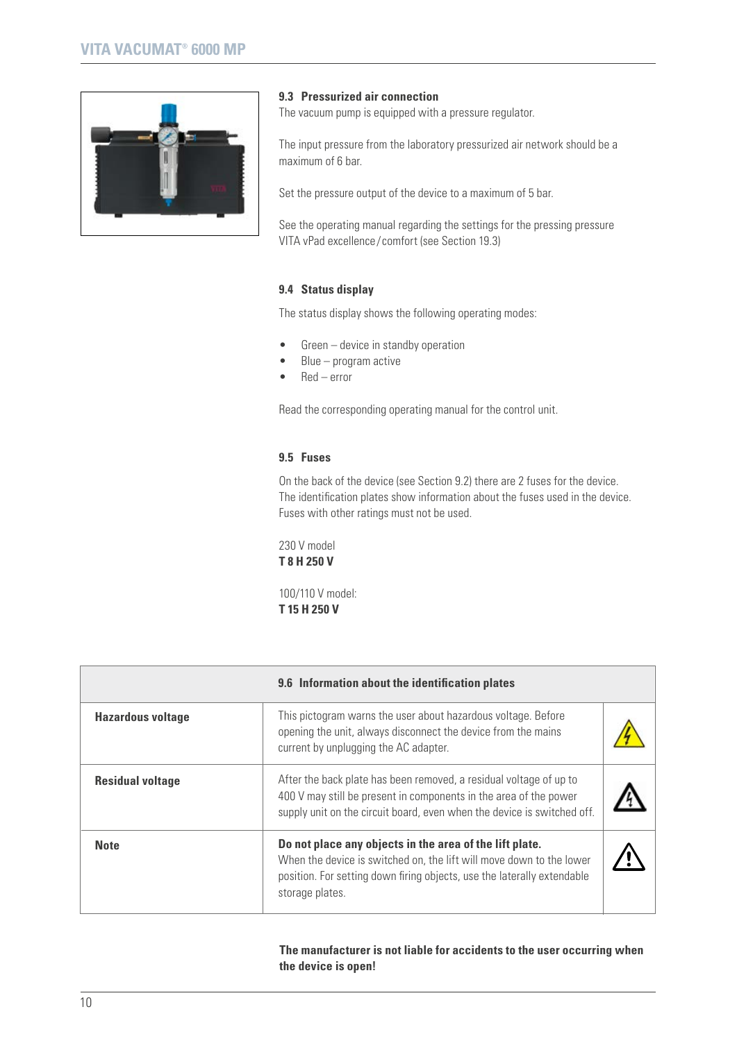### 9.3 Pressurized air connection

The vacuum pump is equipped with a pressure regulator.

The input pressure from the laboratory pressurized air network should be a maximum of 6 bar.

Set the pressure output of the device to a maximum of 5 bar.

See the operating manual regarding the settings for the pressing pressure VITA vPad excellence / comfort (see Section 19.3)

### 9.4 Status display

The status display shows the following operating modes:

- Green – device in standby operation
- Blue – program active
- Red – error

Read the corresponding operating manual for the control unit.

### 9.5 Fuses

On the back of the device (see Section 9.2) there are 2 fuses for the device. The identification plates show information about the fuses used in the device. Fuses with other ratings must not be used.

230 V model
**T 8 H 250 V**

100/110 V model:
**T 15 H 250 V**

| | 9.6 Information about the identification plates | |
|---|---|---|
| **Hazardous voltage** | This pictogram warns the user about hazardous voltage. Before opening the unit, always disconnect the device from the mains current by unplugging the AC adapter. | |
| **Residual voltage** | After the back plate has been removed, a residual voltage of up to 400 V may still be present in components in the area of the power supply unit on the circuit board, even when the device is switched off. | |
| **Note** | **Do not place any objects in the area of the lift plate.** When the device is switched on, the lift will move down to the lower position. For setting down firing objects, use the laterally extendable storage plates. | |

**The manufacturer is not liable for accidents to the user occurring when the device is open!**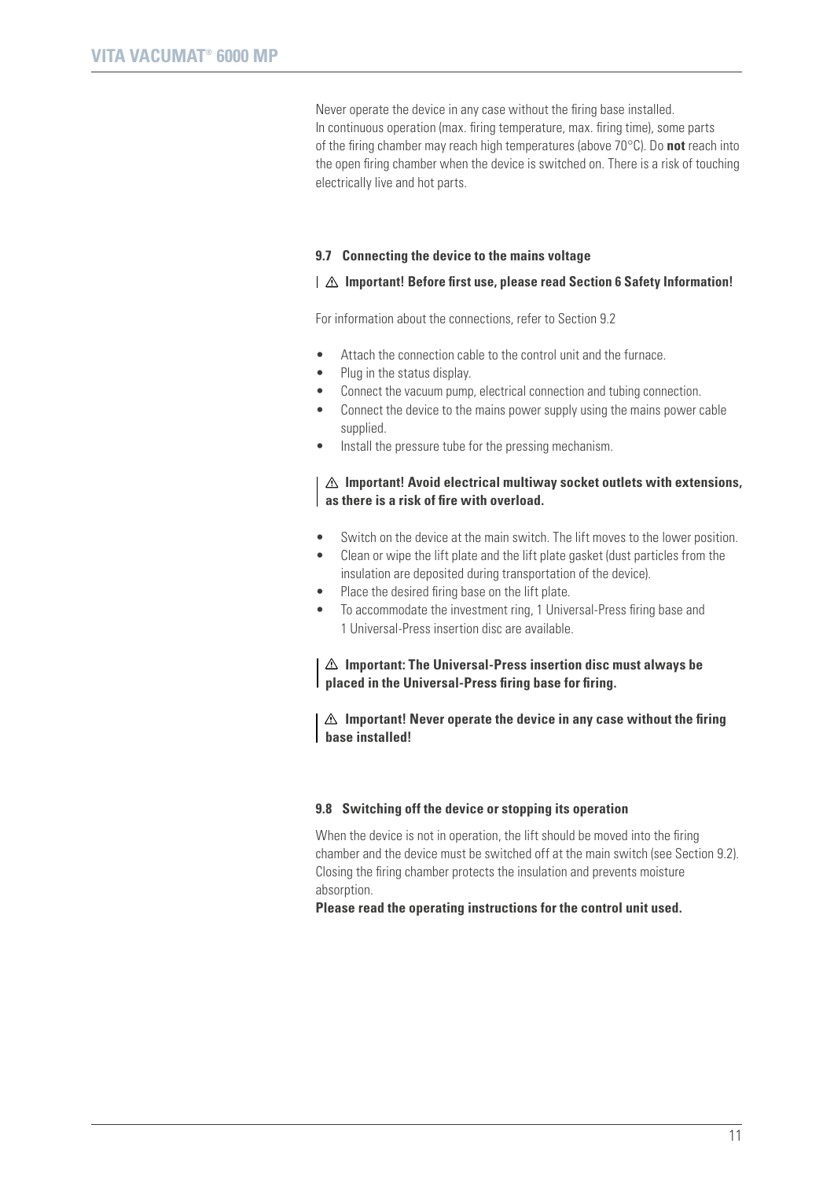Never operate the device in any case without the firing base installed.
In continuous operation (max. firing temperature, max. firing time), some parts of the firing chamber may reach high temperatures (above 70°C). Do **not** reach into the open firing chamber when the device is switched on. There is a risk of touching electrically live and hot parts.

### 9.7 Connecting the device to the mains voltage

**⚠ Important! Before first use, please read Section 6 Safety Information!**

For information about the connections, refer to Section 9.2

- Attach the connection cable to the control unit and the furnace.
- Plug in the status display.
- Connect the vacuum pump, electrical connection and tubing connection.
- Connect the device to the mains power supply using the mains power cable supplied.
- Install the pressure tube for the pressing mechanism.

**⚠ Important! Avoid electrical multiway socket outlets with extensions, as there is a risk of fire with overload.**

- Switch on the device at the main switch. The lift moves to the lower position.
- Clean or wipe the lift plate and the lift plate gasket (dust particles from the insulation are deposited during transportation of the device).
- Place the desired firing base on the lift plate.
- To accommodate the investment ring, 1 Universal-Press firing base and 1 Universal-Press insertion disc are available.

**⚠ Important: The Universal-Press insertion disc must always be placed in the Universal-Press firing base for firing.**

**⚠ Important! Never operate the device in any case without the firing base installed!**

### 9.8 Switching off the device or stopping its operation

When the device is not in operation, the lift should be moved into the firing chamber and the device must be switched off at the main switch (see Section 9.2). Closing the firing chamber protects the insulation and prevents moisture absorption.
**Please read the operating instructions for the control unit used.**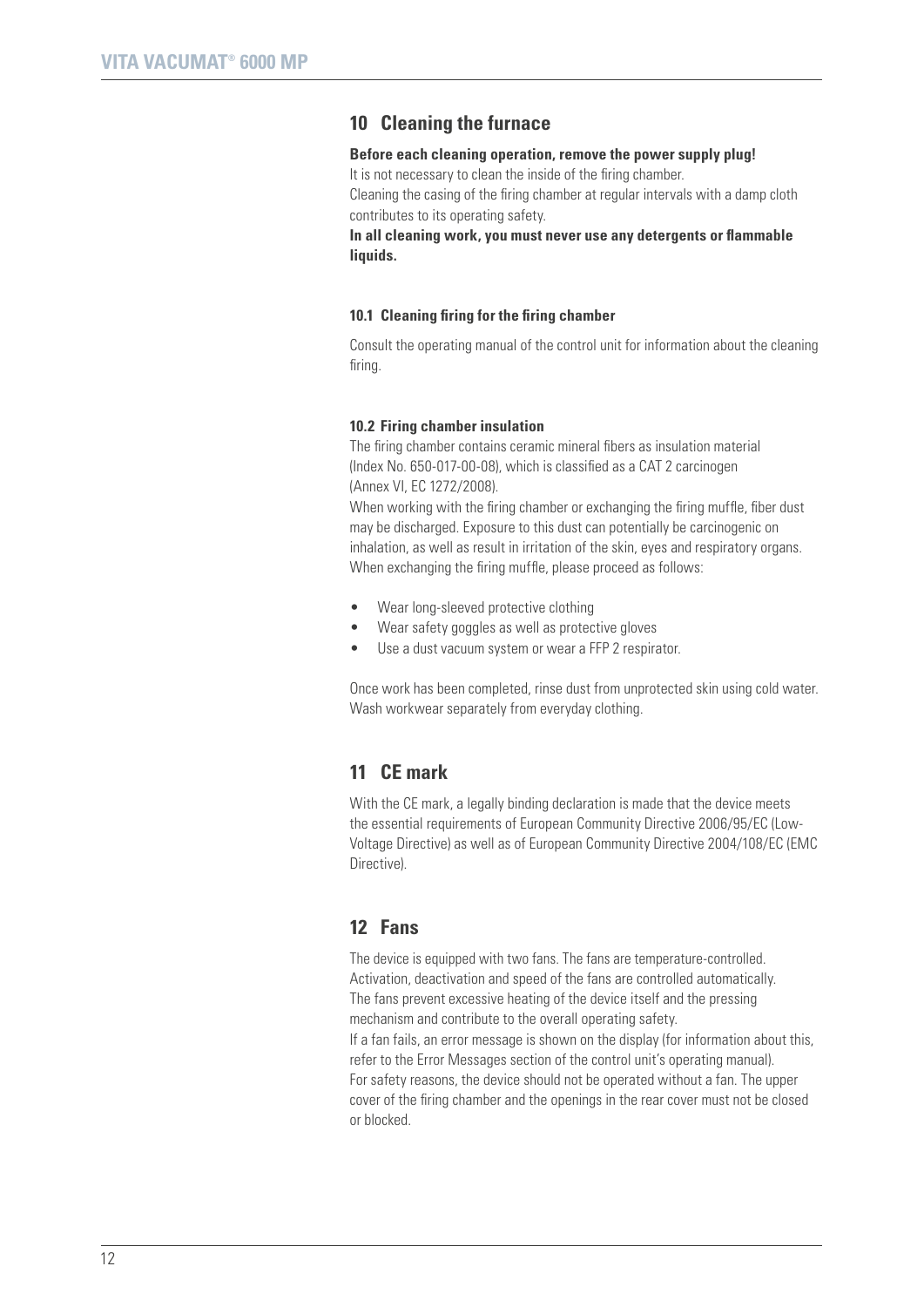## 10 Cleaning the furnace

**Before each cleaning operation, remove the power supply plug!**
It is not necessary to clean the inside of the firing chamber.
Cleaning the casing of the firing chamber at regular intervals with a damp cloth contributes to its operating safety.
**In all cleaning work, you must never use any detergents or flammable liquids.**

### 10.1 Cleaning firing for the firing chamber

Consult the operating manual of the control unit for information about the cleaning firing.

### 10.2 Firing chamber insulation

The firing chamber contains ceramic mineral fibers as insulation material (Index No. 650-017-00-08), which is classified as a CAT 2 carcinogen (Annex VI, EC 1272/2008).
When working with the firing chamber or exchanging the firing muffle, fiber dust may be discharged. Exposure to this dust can potentially be carcinogenic on inhalation, as well as result in irritation of the skin, eyes and respiratory organs.
When exchanging the firing muffle, please proceed as follows:

- Wear long-sleeved protective clothing
- Wear safety goggles as well as protective gloves
- Use a dust vacuum system or wear a FFP 2 respirator.

Once work has been completed, rinse dust from unprotected skin using cold water.
Wash workwear separately from everyday clothing.

## 11 CE mark

With the CE mark, a legally binding declaration is made that the device meets the essential requirements of European Community Directive 2006/95/EC (Low-Voltage Directive) as well as of European Community Directive 2004/108/EC (EMC Directive).

## 12 Fans

The device is equipped with two fans. The fans are temperature-controlled.
Activation, deactivation and speed of the fans are controlled automatically.
The fans prevent excessive heating of the device itself and the pressing mechanism and contribute to the overall operating safety.
If a fan fails, an error message is shown on the display (for information about this, refer to the Error Messages section of the control unit's operating manual).
For safety reasons, the device should not be operated without a fan. The upper cover of the firing chamber and the openings in the rear cover must not be closed or blocked.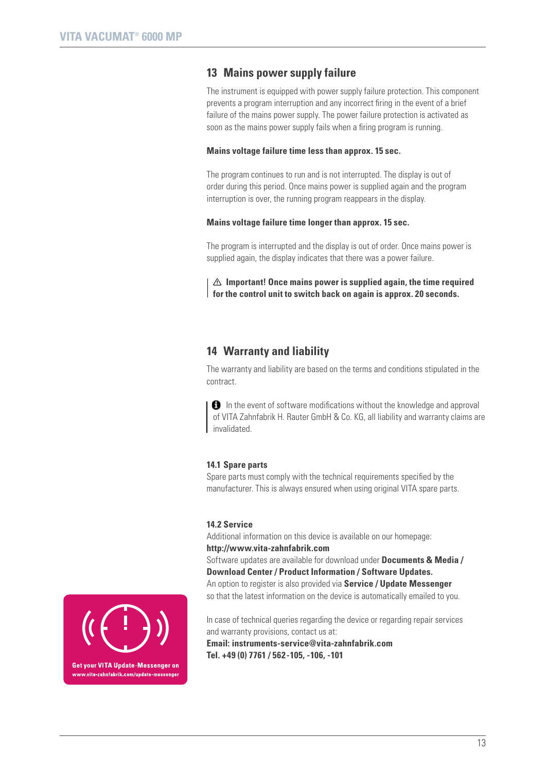## 13 Mains power supply failure

The instrument is equipped with power supply failure protection. This component prevents a program interruption and any incorrect firing in the event of a brief failure of the mains power supply. The power failure protection is activated as soon as the mains power supply fails when a firing program is running.

**Mains voltage failure time less than approx. 15 sec.**

The program continues to run and is not interrupted. The display is out of order during this period. Once mains power is supplied again and the program interruption is over, the running program reappears in the display.

**Mains voltage failure time longer than approx. 15 sec.**

The program is interrupted and the display is out of order. Once mains power is supplied again, the display indicates that there was a power failure.

> ⚠ **Important! Once mains power is supplied again, the time required for the control unit to switch back on again is approx. 20 seconds.**

## 14 Warranty and liability

The warranty and liability are based on the terms and conditions stipulated in the contract.

> In the event of software modifications without the knowledge and approval of VITA Zahnfabrik H. Rauter GmbH & Co. KG, all liability and warranty claims are invalidated.

### 14.1 Spare parts

Spare parts must comply with the technical requirements specified by the manufacturer. This is always ensured when using original VITA spare parts.

### 14.2 Service

Additional information on this device is available on our homepage:
**http://www.vita-zahnfabrik.com**
Software updates are available for download under **Documents & Media / Download Center / Product Information / Software Updates.**
An option to register is also provided via **Service / Update Messenger** so that the latest information on the device is automatically emailed to you.

In case of technical queries regarding the device or regarding repair services and warranty provisions, contact us at:
**Email: instruments-service@vita-zahnfabrik.com**
**Tel. +49 (0) 7761 / 562-105, -106, -101**

Get your VITA Update-Messenger on
www.vita-zahnfabrik.com/update-messenger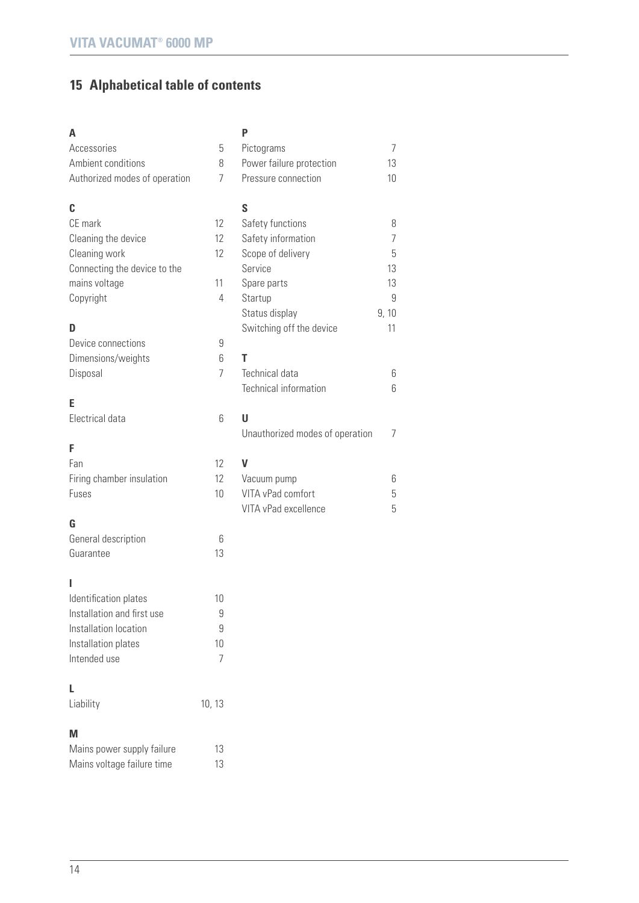## 15 Alphabetical table of contents

**A**

Accessories 5
Ambient conditions 8
Authorized modes of operation 7

**C**

CE mark 12
Cleaning the device 12
Cleaning work 12
Connecting the device to the mains voltage 11
Copyright 4

**D**

Device connections 9
Dimensions/weights 6
Disposal 7

**E**

Electrical data 6

**F**

Fan 12
Firing chamber insulation 12
Fuses 10

**G**

General description 6
Guarantee 13

**I**

Identification plates 10
Installation and first use 9
Installation location 9
Installation plates 10
Intended use 7

**L**

Liability 10, 13

**M**

Mains power supply failure 13
Mains voltage failure time 13

**P**

Pictograms 7
Power failure protection 13
Pressure connection 10

**S**

Safety functions 8
Safety information 7
Scope of delivery 5
Service 13
Spare parts 13
Startup 9
Status display 9, 10
Switching off the device 11

**T**

Technical data 6
Technical information 6

**U**

Unauthorized modes of operation 7

**V**

Vacuum pump 6
VITA vPad comfort 5
VITA vPad excellence 5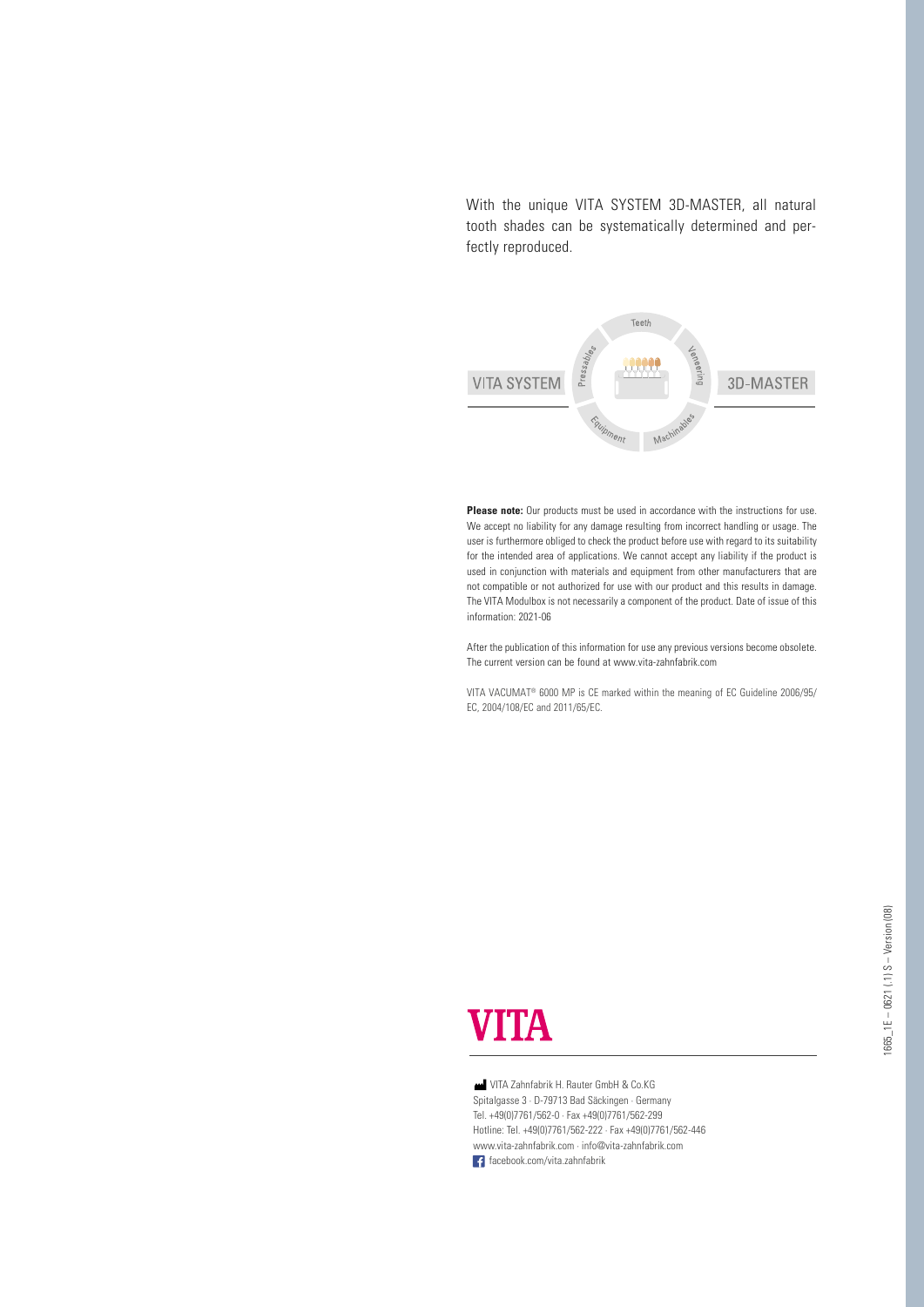With the unique VITA SYSTEM 3D-MASTER, all natural tooth shades can be systematically determined and perfectly reproduced.

VITA SYSTEM

Teeth
Veneering
Machinables
Equipment
Pressables

3D-MASTER

**Please note:** Our products must be used in accordance with the instructions for use. We accept no liability for any damage resulting from incorrect handling or usage. The user is furthermore obliged to check the product before use with regard to its suitability for the intended area of applications. We cannot accept any liability if the product is used in conjunction with materials and equipment from other manufacturers that are not compatible or not authorized for use with our product and this results in damage. The VITA Modulbox is not necessarily a component of the product. Date of issue of this information: 2021-06

After the publication of this information for use any previous versions become obsolete. The current version can be found at www.vita-zahnfabrik.com

VITA VACUMAT® 6000 MP is CE marked within the meaning of EC Guideline 2006/95/EC, 2004/108/EC and 2011/65/EC.

VITA

VITA Zahnfabrik H. Rauter GmbH & Co.KG
Spitalgasse 3 · D-79713 Bad Säckingen · Germany
Tel. +49(0)7761/562-0 · Fax +49(0)7761/562-299
Hotline: Tel. +49(0)7761/562-222 · Fax +49(0)7761/562-446
www.vita-zahnfabrik.com · info@vita-zahnfabrik.com
facebook.com/vita.zahnfabrik

1665_1E – 0621 (.1) S – Version (08)